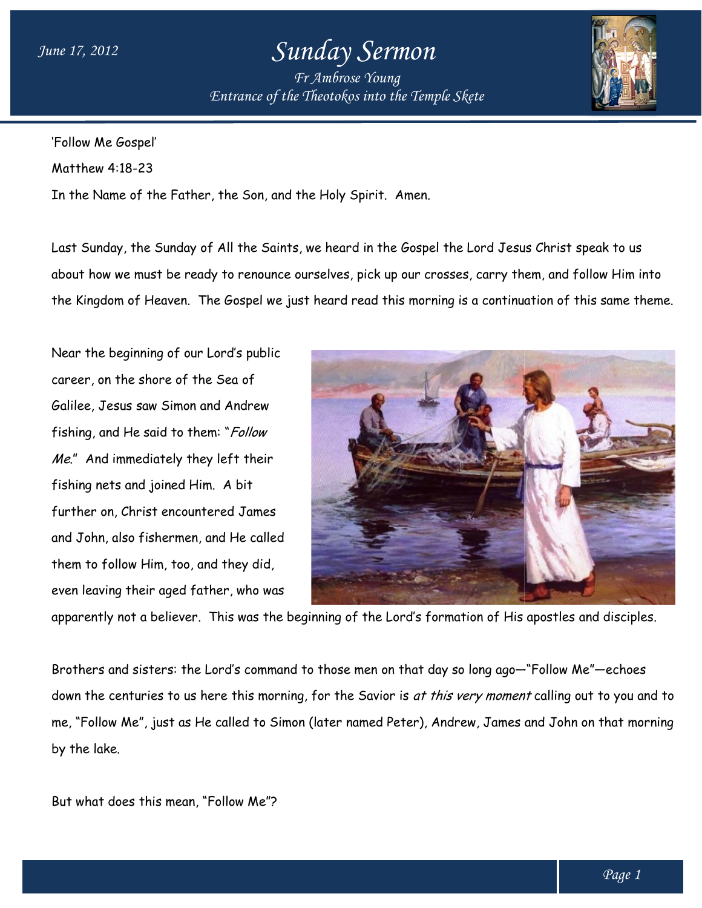June 17, 2012

# Sunday Sermon

*Fr Ambrose Young*
*Entrance of the Theotokos into the Temple Skete*

'Follow Me Gospel'

Matthew 4:18-23

In the Name of the Father, the Son, and the Holy Spirit. Amen.

Last Sunday, the Sunday of All the Saints, we heard in the Gospel the Lord Jesus Christ speak to us about how we must be ready to renounce ourselves, pick up our crosses, carry them, and follow Him into the Kingdom of Heaven. The Gospel we just heard read this morning is a continuation of this same theme.

Near the beginning of our Lord's public career, on the shore of the Sea of Galilee, Jesus saw Simon and Andrew fishing, and He said to them: "*Follow Me*." And immediately they left their fishing nets and joined Him. A bit further on, Christ encountered James and John, also fishermen, and He called them to follow Him, too, and they did, even leaving their aged father, who was apparently not a believer. This was the beginning of the Lord's formation of His apostles and disciples.

Brothers and sisters: the Lord's command to those men on that day so long ago—"Follow Me"—echoes down the centuries to us here this morning, for the Savior is *at this very moment* calling out to you and to me, "Follow Me", just as He called to Simon (later named Peter), Andrew, James and John on that morning by the lake.

But what does this mean, "Follow Me"?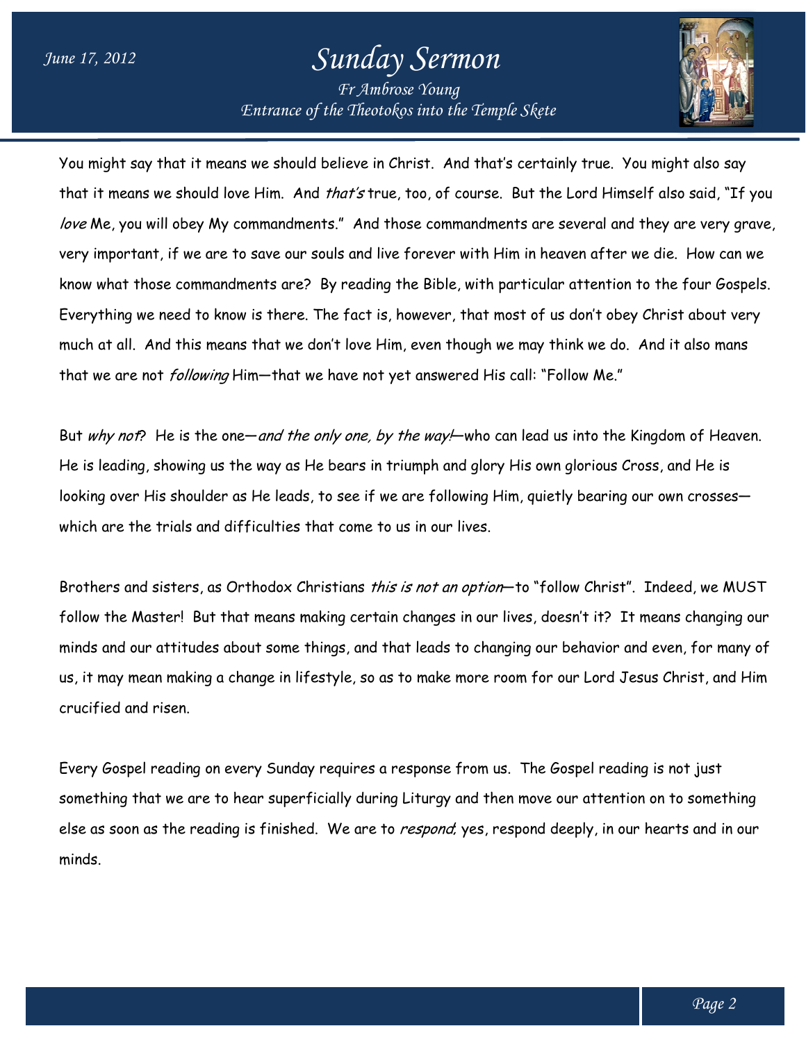You might say that it means we should believe in Christ. And that's certainly true. You might also say that it means we should love Him. And *that's* true, too, of course. But the Lord Himself also said, "If you *love* Me, you will obey My commandments." And those commandments are several and they are very grave, very important, if we are to save our souls and live forever with Him in heaven after we die. How can we know what those commandments are? By reading the Bible, with particular attention to the four Gospels. Everything we need to know is there. The fact is, however, that most of us don't obey Christ about very much at all. And this means that we don't love Him, even though we may think we do. And it also mans that we are not *following* Him—that we have not yet answered His call: "Follow Me."

But *why not*? He is the one—*and the only one, by the way!*—who can lead us into the Kingdom of Heaven. He is leading, showing us the way as He bears in triumph and glory His own glorious Cross, and He is looking over His shoulder as He leads, to see if we are following Him, quietly bearing our own crosses—which are the trials and difficulties that come to us in our lives.

Brothers and sisters, as Orthodox Christians *this is not an option*—to "follow Christ". Indeed, we MUST follow the Master! But that means making certain changes in our lives, doesn't it? It means changing our minds and our attitudes about some things, and that leads to changing our behavior and even, for many of us, it may mean making a change in lifestyle, so as to make more room for our Lord Jesus Christ, and Him crucified and risen.

Every Gospel reading on every Sunday requires a response from us. The Gospel reading is not just something that we are to hear superficially during Liturgy and then move our attention on to something else as soon as the reading is finished. We are to *respond*; yes, respond deeply, in our hearts and in our minds.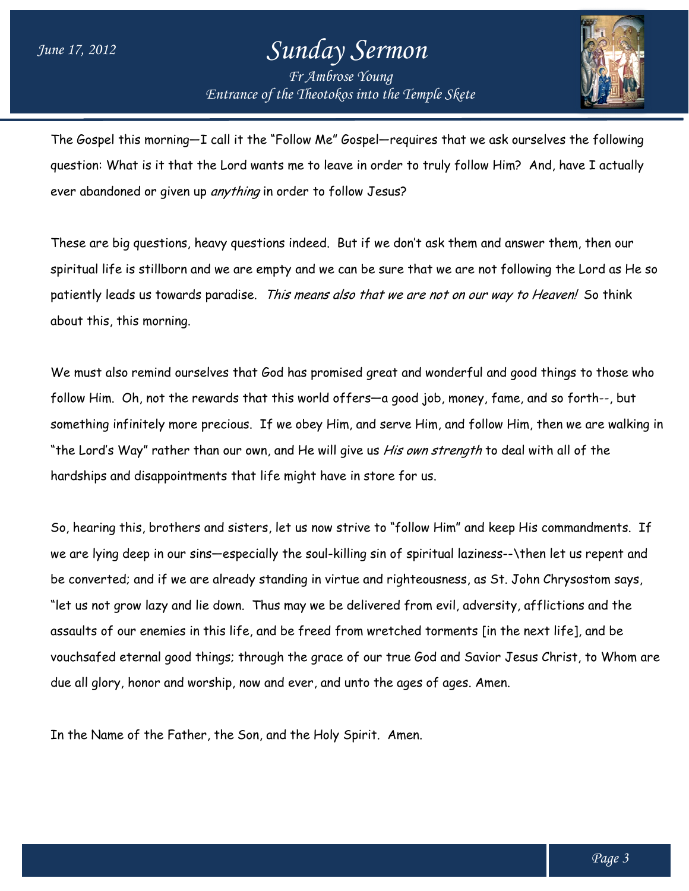The Gospel this morning—I call it the "Follow Me" Gospel—requires that we ask ourselves the following question: What is it that the Lord wants me to leave in order to truly follow Him? And, have I actually ever abandoned or given up *anything* in order to follow Jesus?

These are big questions, heavy questions indeed. But if we don't ask them and answer them, then our spiritual life is stillborn and we are empty and we can be sure that we are not following the Lord as He so patiently leads us towards paradise. *This means also that we are not on our way to Heaven!* So think about this, this morning.

We must also remind ourselves that God has promised great and wonderful and good things to those who follow Him. Oh, not the rewards that this world offers—a good job, money, fame, and so forth--, but something infinitely more precious. If we obey Him, and serve Him, and follow Him, then we are walking in "the Lord's Way" rather than our own, and He will give us *His own strength* to deal with all of the hardships and disappointments that life might have in store for us.

So, hearing this, brothers and sisters, let us now strive to "follow Him" and keep His commandments. If we are lying deep in our sins—especially the soul-killing sin of spiritual laziness--\then let us repent and be converted; and if we are already standing in virtue and righteousness, as St. John Chrysostom says, "let us not grow lazy and lie down. Thus may we be delivered from evil, adversity, afflictions and the assaults of our enemies in this life, and be freed from wretched torments [in the next life], and be vouchsafed eternal good things; through the grace of our true God and Savior Jesus Christ, to Whom are due all glory, honor and worship, now and ever, and unto the ages of ages. Amen.

In the Name of the Father, the Son, and the Holy Spirit. Amen.